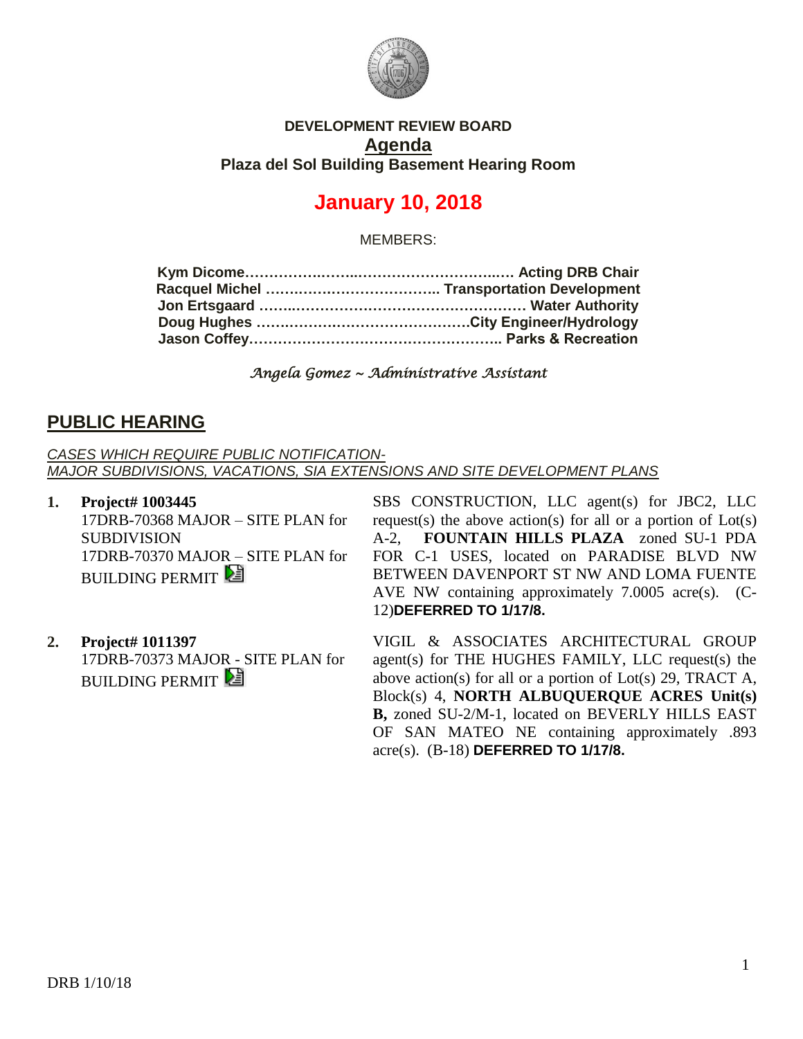**DEVELOPMENT REVIEW BOARD**

**Agenda**

**Plaza del Sol Building Basement Hearing Room**

# January 10, 2018

MEMBERS:

**Kym Dicome………………………………………………… Acting DRB Chair**
**Racquel Michel ……………………………….. Transportation Development**
**Jon Ertsgaard ……………………………………………… Water Authority**
**Doug Hughes ………………………………………City Engineer/Hydrology**
**Jason Coffey……………………………………………….. Parks & Recreation**

*Angela Gomez ~ Administrative Assistant*

## PUBLIC HEARING

*CASES WHICH REQUIRE PUBLIC NOTIFICATION-*
*MAJOR SUBDIVISIONS, VACATIONS, SIA EXTENSIONS AND SITE DEVELOPMENT PLANS*

1. **Project# 1003445**
   17DRB-70368 MAJOR – SITE PLAN for SUBDIVISION
   17DRB-70370 MAJOR – SITE PLAN for BUILDING PERMIT

   SBS CONSTRUCTION, LLC agent(s) for JBC2, LLC request(s) the above action(s) for all or a portion of Lot(s) A-2, **FOUNTAIN HILLS PLAZA** zoned SU-1 PDA FOR C-1 USES, located on PARADISE BLVD NW BETWEEN DAVENPORT ST NW AND LOMA FUENTE AVE NW containing approximately 7.0005 acre(s). (C-12)**DEFERRED TO 1/17/8.**

2. **Project# 1011397**
   17DRB-70373 MAJOR - SITE PLAN for BUILDING PERMIT

   VIGIL & ASSOCIATES ARCHITECTURAL GROUP agent(s) for THE HUGHES FAMILY, LLC request(s) the above action(s) for all or a portion of Lot(s) 29, TRACT A, Block(s) 4, **NORTH ALBUQUERQUE ACRES Unit(s) B,** zoned SU-2/M-1, located on BEVERLY HILLS EAST OF SAN MATEO NE containing approximately .893 acre(s). (B-18) **DEFERRED TO 1/17/8.**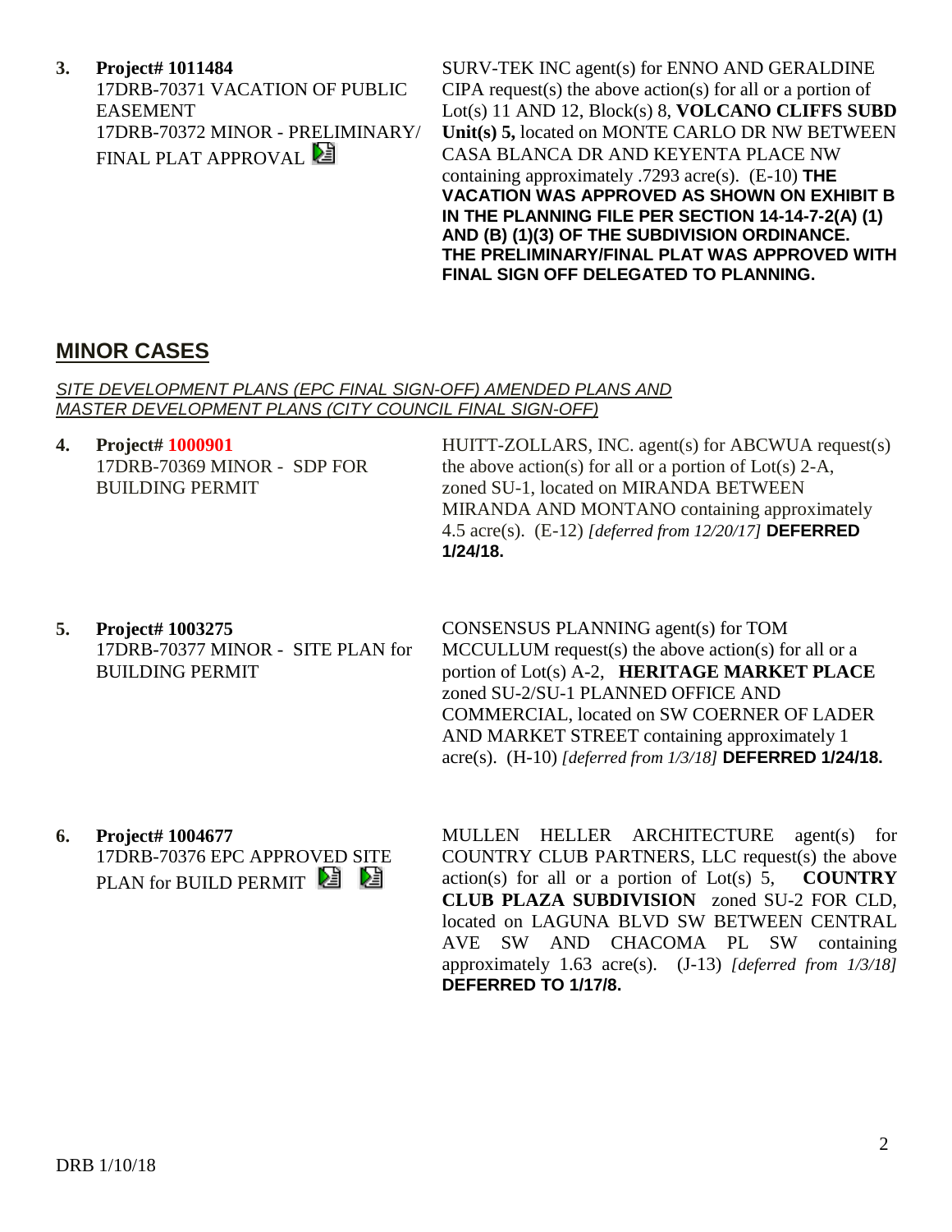**3. Project# 1011484**
17DRB-70371 VACATION OF PUBLIC EASEMENT
17DRB-70372 MINOR - PRELIMINARY/ FINAL PLAT APPROVAL

SURV-TEK INC agent(s) for ENNO AND GERALDINE CIPA request(s) the above action(s) for all or a portion of Lot(s) 11 AND 12, Block(s) 8, **VOLCANO CLIFFS SUBD Unit(s) 5,** located on MONTE CARLO DR NW BETWEEN CASA BLANCA DR AND KEYENTA PLACE NW containing approximately .7293 acre(s). (E-10) **THE VACATION WAS APPROVED AS SHOWN ON EXHIBIT B IN THE PLANNING FILE PER SECTION 14-14-7-2(A) (1) AND (B) (1)(3) OF THE SUBDIVISION ORDINANCE. THE PRELIMINARY/FINAL PLAT WAS APPROVED WITH FINAL SIGN OFF DELEGATED TO PLANNING.**

## MINOR CASES

*SITE DEVELOPMENT PLANS (EPC FINAL SIGN-OFF) AMENDED PLANS AND MASTER DEVELOPMENT PLANS (CITY COUNCIL FINAL SIGN-OFF)*

**4. Project# 1000901**
17DRB-70369 MINOR - SDP FOR BUILDING PERMIT

HUITT-ZOLLARS, INC. agent(s) for ABCWUA request(s) the above action(s) for all or a portion of Lot(s) 2-A, zoned SU-1, located on MIRANDA BETWEEN MIRANDA AND MONTANO containing approximately 4.5 acre(s). (E-12) *[deferred from 12/20/17]* **DEFERRED 1/24/18.**

**5. Project# 1003275**
17DRB-70377 MINOR - SITE PLAN for BUILDING PERMIT

CONSENSUS PLANNING agent(s) for TOM MCCULLUM request(s) the above action(s) for all or a portion of Lot(s) A-2, **HERITAGE MARKET PLACE** zoned SU-2/SU-1 PLANNED OFFICE AND COMMERCIAL, located on SW COERNER OF LADER AND MARKET STREET containing approximately 1 acre(s). (H-10) *[deferred from 1/3/18]* **DEFERRED 1/24/18.**

**6. Project# 1004677**
17DRB-70376 EPC APPROVED SITE PLAN for BUILD PERMIT

MULLEN HELLER ARCHITECTURE agent(s) for COUNTRY CLUB PARTNERS, LLC request(s) the above action(s) for all or a portion of Lot(s) 5, **COUNTRY CLUB PLAZA SUBDIVISION** zoned SU-2 FOR CLD, located on LAGUNA BLVD SW BETWEEN CENTRAL AVE SW AND CHACOMA PL SW containing approximately 1.63 acre(s). (J-13) *[deferred from 1/3/18]* **DEFERRED TO 1/17/8.**

DRB 1/10/18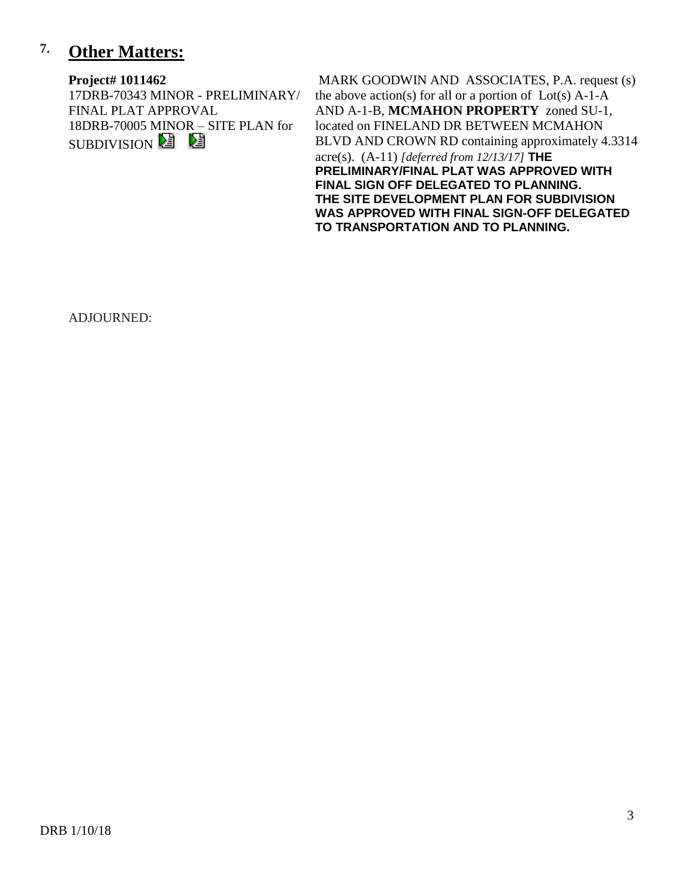## 7. Other Matters:

**Project# 1011462**
17DRB-70343 MINOR - PRELIMINARY/ FINAL PLAT APPROVAL
18DRB-70005 MINOR – SITE PLAN for SUBDIVISION

MARK GOODWIN AND ASSOCIATES, P.A. request (s) the above action(s) for all or a portion of Lot(s) A-1-A AND A-1-B, **MCMAHON PROPERTY** zoned SU-1, located on FINELAND DR BETWEEN MCMAHON BLVD AND CROWN RD containing approximately 4.3314 acre(s). (A-11) *[deferred from 12/13/17]* **THE PRELIMINARY/FINAL PLAT WAS APPROVED WITH FINAL SIGN OFF DELEGATED TO PLANNING. THE SITE DEVELOPMENT PLAN FOR SUBDIVISION WAS APPROVED WITH FINAL SIGN-OFF DELEGATED TO TRANSPORTATION AND TO PLANNING.**

ADJOURNED: